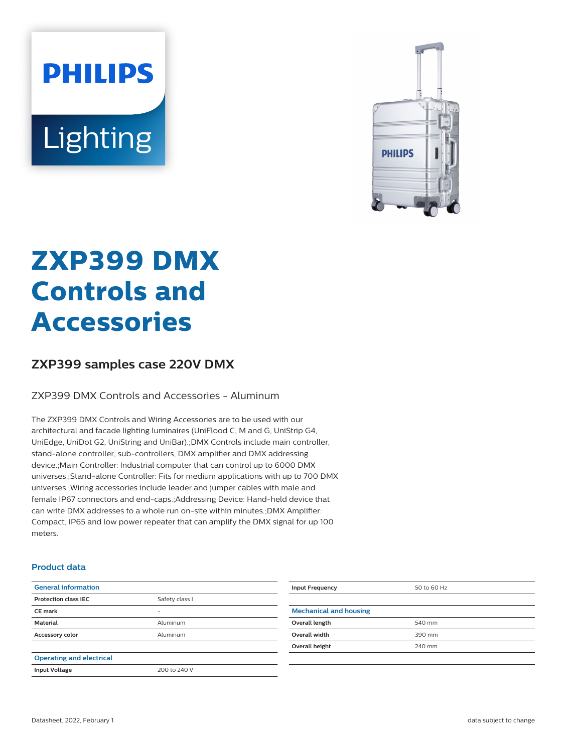# ZXP399 DMX Controls and Accessories

## ZXP399 samples case 220V DMX

ZXP399 DMX Controls and Accessories - Aluminum

The ZXP399 DMX Controls and Wiring Accessories are to be used with our architectural and facade lighting luminaires (UniFlood C, M and G, UniStrip G4, UniEdge, UniDot G2, UniString and UniBar).;DMX Controls include main controller, stand-alone controller, sub-controllers, DMX amplifier and DMX addressing device.;Main Controller: Industrial computer that can control up to 6000 DMX universes.;Stand-alone Controller: Fits for medium applications with up to 700 DMX universes.;Wiring accessories include leader and jumper cables with male and female IP67 connectors and end-caps.;Addressing Device: Hand-held device that can write DMX addresses to a whole run on-site within minutes.;DMX Amplifier: Compact, IP65 and low power repeater that can amplify the DMX signal for up 100 meters.

### Product data

| General information | |
|---|---|
| **Protection class IEC** | Safety class I |
| **CE mark** | - |
| **Material** | Aluminum |
| **Accessory color** | Aluminum |

| Operating and electrical | |
|---|---|
| **Input Voltage** | 200 to 240 V |
| **Input Frequency** | 50 to 60 Hz |

| Mechanical and housing | |
|---|---|
| **Overall length** | 540 mm |
| **Overall width** | 390 mm |
| **Overall height** | 240 mm |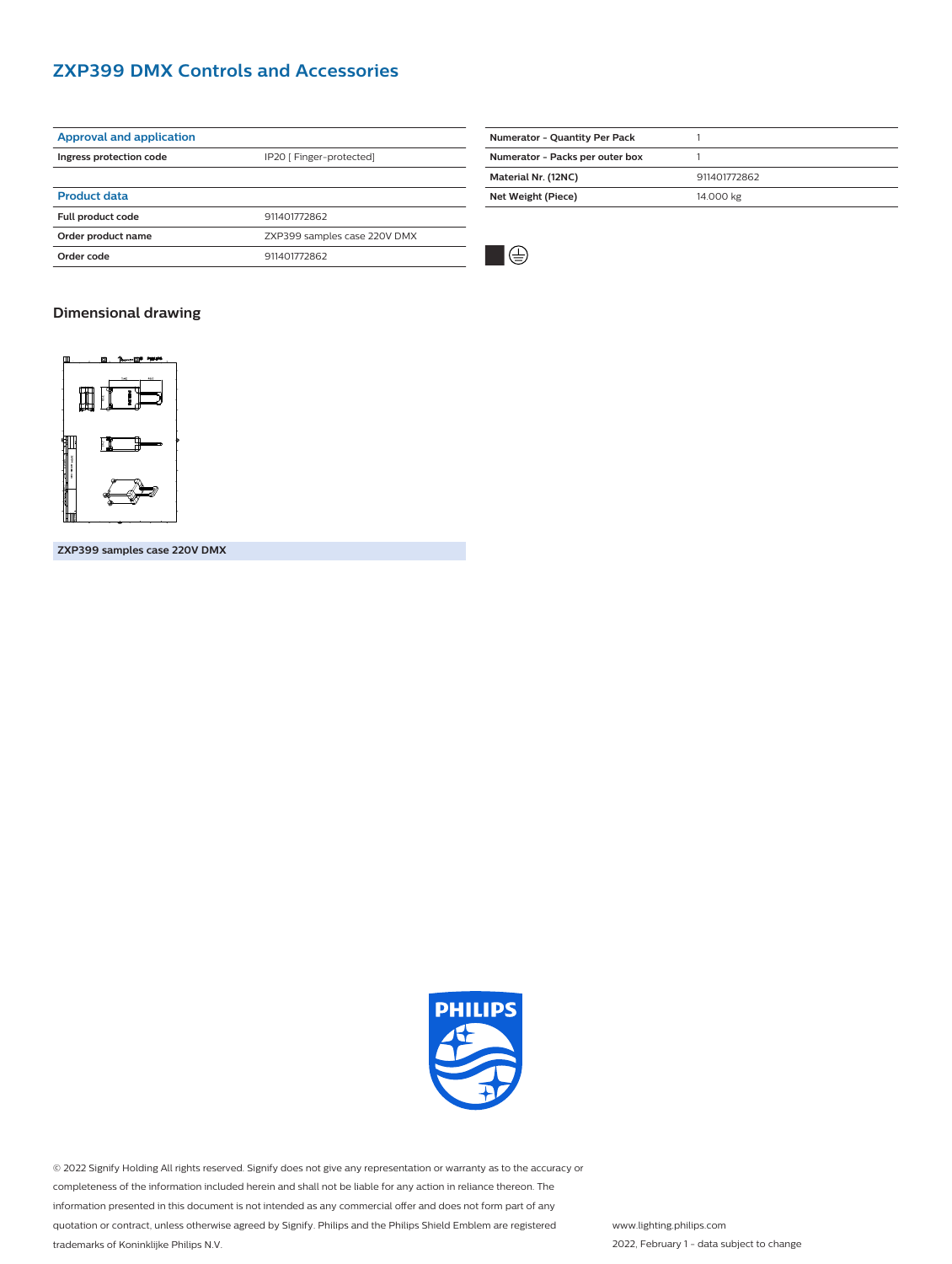# ZXP399 DMX Controls and Accessories

| Approval and application | |
|---|---|
| Ingress protection code | IP20 [ Finger-protected] |

| Product data | |
|---|---|
| Full product code | 911401772862 |
| Order product name | ZXP399 samples case 220V DMX |
| Order code | 911401772862 |

| | |
|---|---|
| Numerator - Quantity Per Pack | 1 |
| Numerator - Packs per outer box | 1 |
| Material Nr. (12NC) | 911401772862 |
| Net Weight (Piece) | 14.000 kg |

## Dimensional drawing

ZXP399 samples case 220V DMX

© 2022 Signify Holding All rights reserved. Signify does not give any representation or warranty as to the accuracy or completeness of the information included herein and shall not be liable for any action in reliance thereon. The information presented in this document is not intended as any commercial offer and does not form part of any quotation or contract, unless otherwise agreed by Signify. Philips and the Philips Shield Emblem are registered trademarks of Koninklijke Philips N.V.

www.lighting.philips.com

2022, February 1 - data subject to change